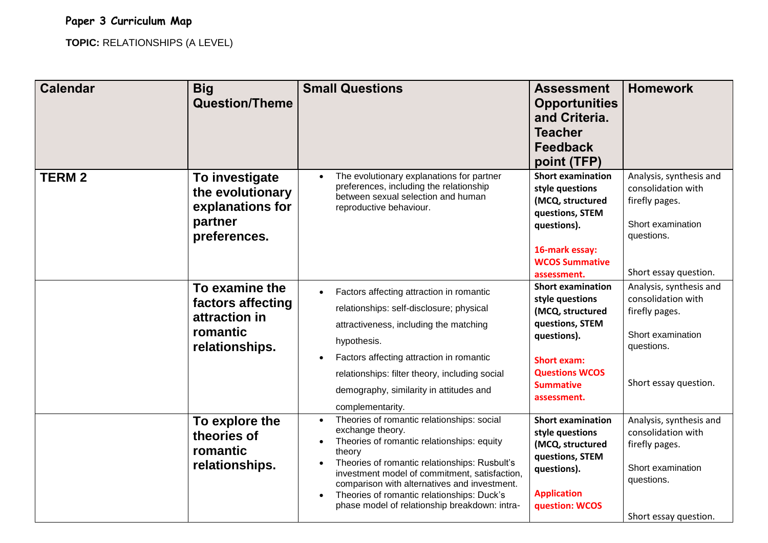**Paper 3 Curriculum Map**

**TOPIC:** RELATIONSHIPS (A LEVEL)

| Calendar | Big Question/Theme | Small Questions | Assessment Opportunities and Criteria. Teacher Feedback point (TFP) | Homework |
|---|---|---|---|---|
| **TERM 2** | **To investigate the evolutionary explanations for partner preferences.** | • The evolutionary explanations for partner preferences, including the relationship between sexual selection and human reproductive behaviour. | **Short examination style questions (MCQ, structured questions, STEM questions).**<br><br>**16-mark essay: WCOS Summative assessment.** | Analysis, synthesis and consolidation with firefly pages.<br><br>Short examination questions.<br><br>Short essay question. |
| | **To examine the factors affecting attraction in romantic relationships.** | • Factors affecting attraction in romantic relationships: self-disclosure; physical attractiveness, including the matching hypothesis.<br>• Factors affecting attraction in romantic relationships: filter theory, including social demography, similarity in attitudes and complementarity. | **Short examination style questions (MCQ, structured questions, STEM questions).**<br><br>**Short exam: Questions WCOS Summative assessment.** | Analysis, synthesis and consolidation with firefly pages.<br><br>Short examination questions.<br><br>Short essay question. |
| | **To explore the theories of romantic relationships.** | • Theories of romantic relationships: social exchange theory.<br>• Theories of romantic relationships: equity theory<br>• Theories of romantic relationships: Rusbult's investment model of commitment, satisfaction, comparison with alternatives and investment.<br>• Theories of romantic relationships: Duck's phase model of relationship breakdown: intra- | **Short examination style questions (MCQ, structured questions, STEM questions).**<br><br>**Application question: WCOS** | Analysis, synthesis and consolidation with firefly pages.<br><br>Short examination questions.<br><br>Short essay question. |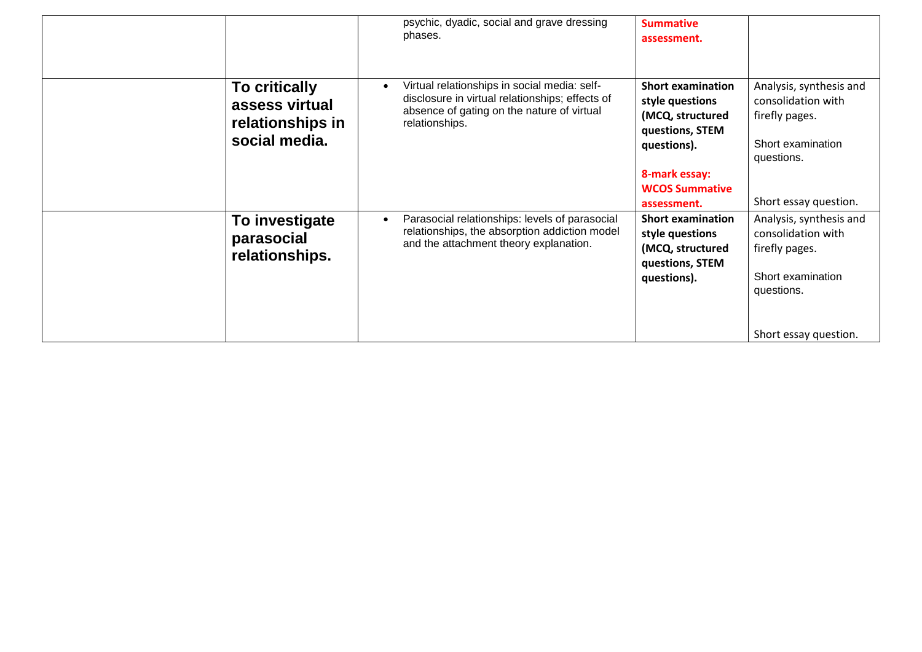| | | | | |
|---|---|---|---|---|
| | | psychic, dyadic, social and grave dressing phases. | **Summative assessment.** | |
| | **To critically assess virtual relationships in social media.** | • Virtual relationships in social media: self-disclosure in virtual relationships; effects of absence of gating on the nature of virtual relationships. | **Short examination style questions (MCQ, structured questions, STEM questions).**<br><br>**8-mark essay: WCOS Summative assessment.** | Analysis, synthesis and consolidation with firefly pages.<br><br>Short examination questions.<br><br>Short essay question. |
| | **To investigate parasocial relationships.** | • Parasocial relationships: levels of parasocial relationships, the absorption addiction model and the attachment theory explanation. | **Short examination style questions (MCQ, structured questions, STEM questions).** | Analysis, synthesis and consolidation with firefly pages.<br><br>Short examination questions.<br><br>Short essay question. |